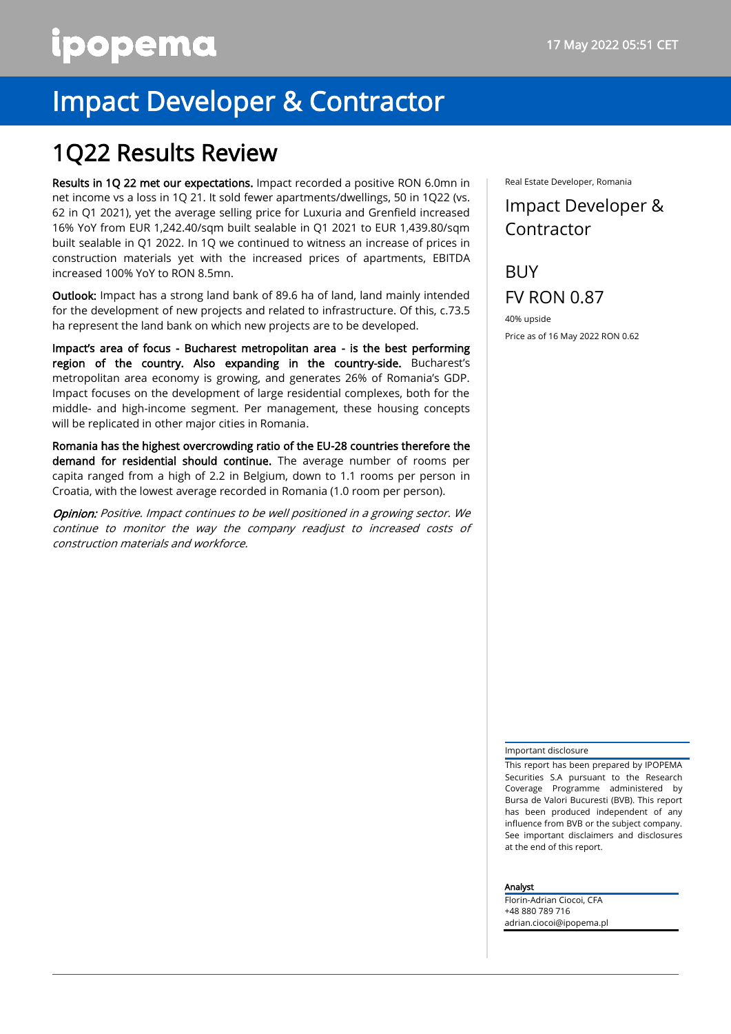# Impact Developer & Contractor

## 1Q22 Results Review

**Results in 1Q 22 met our expectations.** Impact recorded a positive RON 6.0mn in net income vs a loss in 1Q 21. It sold fewer apartments/dwellings, 50 in 1Q22 (vs. 62 in Q1 2021), yet the average selling price for Luxuria and Grenfield increased 16% YoY from EUR 1,242.40/sqm built sealable in Q1 2021 to EUR 1,439.80/sqm built sealable in Q1 2022. In 1Q we continued to witness an increase of prices in construction materials yet with the increased prices of apartments, EBITDA increased 100% YoY to RON 8.5mn.

**Outlook:** Impact has a strong land bank of 89.6 ha of land, land mainly intended for the development of new projects and related to infrastructure. Of this, c.73.5 ha represent the land bank on which new projects are to be developed.

**Impact's area of focus - Bucharest metropolitan area - is the best performing region of the country. Also expanding in the country-side.** Bucharest's metropolitan area economy is growing, and generates 26% of Romania's GDP. Impact focuses on the development of large residential complexes, both for the middle- and high-income segment. Per management, these housing concepts will be replicated in other major cities in Romania.

**Romania has the highest overcrowding ratio of the EU-28 countries therefore the demand for residential should continue.** The average number of rooms per capita ranged from a high of 2.2 in Belgium, down to 1.1 rooms per person in Croatia, with the lowest average recorded in Romania (1.0 room per person).

***Opinion:*** *Positive. Impact continues to be well positioned in a growing sector. We continue to monitor the way the company readjust to increased costs of construction materials and workforce.*

Real Estate Developer, Romania

### Impact Developer & Contractor

### BUY

### FV RON 0.87

40% upside

Price as of 16 May 2022 RON 0.62

Important disclosure

This report has been prepared by IPOPEMA Securities S.A pursuant to the Research Coverage Programme administered by Bursa de Valori Bucuresti (BVB). This report has been produced independent of any influence from BVB or the subject company. See important disclaimers and disclosures at the end of this report.

**Analyst**

Florin-Adrian Ciocoi, CFA
+48 880 789 716
adrian.ciocoi@ipopema.pl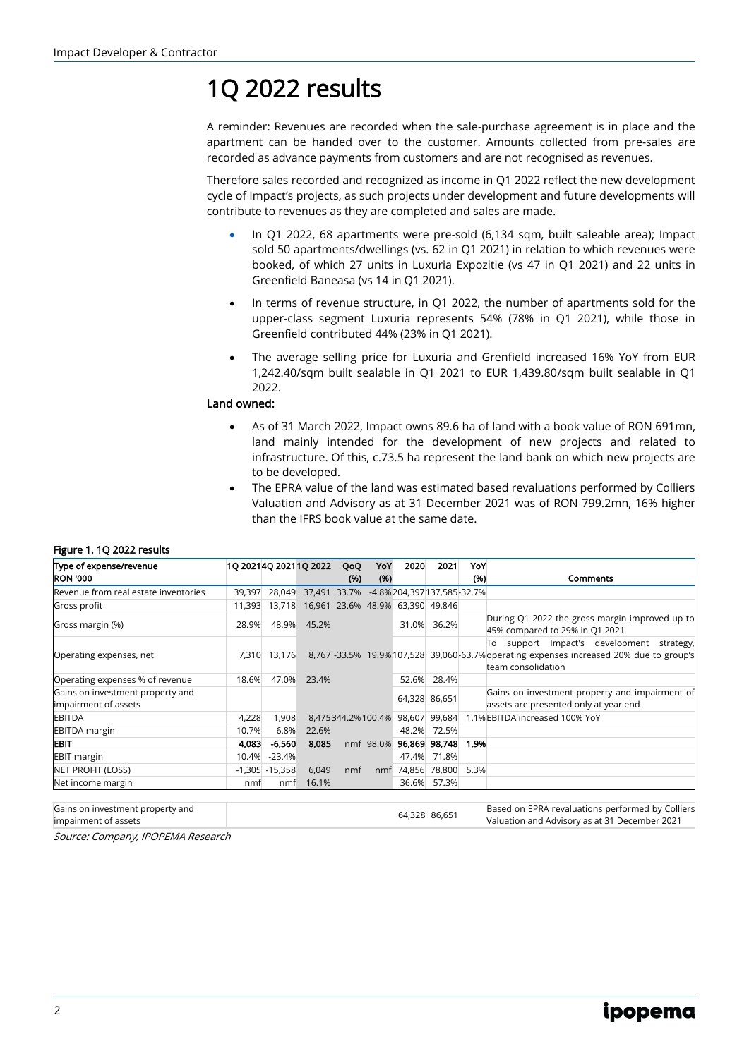# 1Q 2022 results

A reminder: Revenues are recorded when the sale-purchase agreement is in place and the apartment can be handed over to the customer. Amounts collected from pre-sales are recorded as advance payments from customers and are not recognised as revenues.

Therefore sales recorded and recognized as income in Q1 2022 reflect the new development cycle of Impact's projects, as such projects under development and future developments will contribute to revenues as they are completed and sales are made.

- In Q1 2022, 68 apartments were pre-sold (6,134 sqm, built saleable area); Impact sold 50 apartments/dwellings (vs. 62 in Q1 2021) in relation to which revenues were booked, of which 27 units in Luxuria Expozitie (vs 47 in Q1 2021) and 22 units in Greenfield Baneasa (vs 14 in Q1 2021).
- In terms of revenue structure, in Q1 2022, the number of apartments sold for the upper-class segment Luxuria represents 54% (78% in Q1 2021), while those in Greenfield contributed 44% (23% in Q1 2021).
- The average selling price for Luxuria and Grenfield increased 16% YoY from EUR 1,242.40/sqm built sealable in Q1 2021 to EUR 1,439.80/sqm built sealable in Q1 2022.

**Land owned:**

- As of 31 March 2022, Impact owns 89.6 ha of land with a book value of RON 691mn, land mainly intended for the development of new projects and related to infrastructure. Of this, c.73.5 ha represent the land bank on which new projects are to be developed.
- The EPRA value of the land was estimated based revaluations performed by Colliers Valuation and Advisory as at 31 December 2021 was of RON 799.2mn, 16% higher than the IFRS book value at the same date.

**Figure 1. 1Q 2022 results**

| Type of expense/revenue RON '000 | 1Q 2021 | 4Q 2021 | 1Q 2022 | QoQ (%) | YoY (%) | 2020 | 2021 | YoY (%) | Comments |
|---|---|---|---|---|---|---|---|---|---|
| Revenue from real estate inventories | 39,397 | 28,049 | 37,491 | 33.7% | -4.8% | 204,397 | 137,585 | -32.7% | |
| Gross profit | 11,393 | 13,718 | 16,961 | 23.6% | 48.9% | 63,390 | 49,846 | | |
| Gross margin (%) | 28.9% | 48.9% | 45.2% | | | 31.0% | 36.2% | | During Q1 2022 the gross margin improved up to 45% compared to 29% in Q1 2021 |
| Operating expenses, net | 7,310 | 13,176 | 8,767 | -33.5% | 19.9% | 107,528 | 39,060 | -63.7% | To support Impact's development strategy, operating expenses increased 20% due to group's team consolidation |
| Operating expenses % of revenue | 18.6% | 47.0% | 23.4% | | | 52.6% | 28.4% | | |
| Gains on investment property and impairment of assets | | | | | | 64,328 | 86,651 | | Gains on investment property and impairment of assets are presented only at year end |
| EBITDA | 4,228 | 1,908 | 8,475 | 344.2% | 100.4% | 98,607 | 99,684 | 1.1% | EBITDA increased 100% YoY |
| EBITDA margin | 10.7% | 6.8% | 22.6% | | | 48.2% | 72.5% | | |
| **EBIT** | **4,083** | **-6,560** | **8,085** | nmf | 98.0% | **96,869** | **98,748** | **1.9%** | |
| EBIT margin | 10.4% | -23.4% | | | | 47.4% | 71.8% | | |
| NET PROFIT (LOSS) | -1,305 | -15,358 | 6,049 | nmf | nmf | 74,856 | 78,800 | 5.3% | |
| Net income margin | nmf | nmf | 16.1% | | | 36.6% | 57.3% | | |
| Gains on investment property and impairment of assets | | | | | | 64,328 | 86,651 | | Based on EPRA revaluations performed by Colliers Valuation and Advisory as at 31 December 2021 |

*Source: Company, IPOPEMA Research*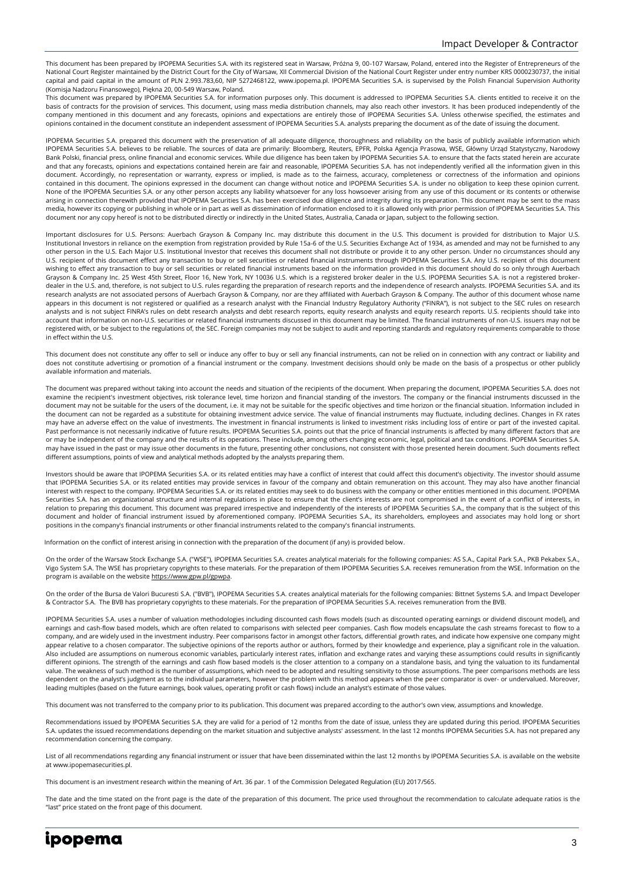This document has been prepared by IPOPEMA Securities S.A. with its registered seat in Warsaw, Próżna 9, 00-107 Warsaw, Poland, entered into the Register of Entrepreneurs of the National Court Register maintained by the District Court for the City of Warsaw, XII Commercial Division of the National Court Register under entry number KRS 0000230737, the initial capital and paid capital in the amount of PLN 2.993.783,60, NIP 5272468122, www.ipopema.pl. IPOPEMA Securities S.A. is supervised by the Polish Financial Supervision Authority (Komisja Nadzoru Finansowego), Piękna 20, 00-549 Warsaw, Poland.

This document was prepared by IPOPEMA Securities S.A. for information purposes only. This document is addressed to IPOPEMA Securities S.A. clients entitled to receive it on the basis of contracts for the provision of services. This document, using mass media distribution channels, may also reach other investors. It has been produced independently of the company mentioned in this document and any forecasts, opinions and expectations are entirely those of IPOPEMA Securities S.A. Unless otherwise specified, the estimates and opinions contained in the document constitute an independent assessment of IPOPEMA Securities S.A. analysts preparing the document as of the date of issuing the document.

IPOPEMA Securities S.A. prepared this document with the preservation of all adequate diligence, thoroughness and reliability on the basis of publicly available information which IPOPEMA Securities S.A. believes to be reliable. The sources of data are primarily: Bloomberg, Reuters, EPFR, Polska Agencja Prasowa, WSE, Główny Urząd Statystyczny, Narodowy Bank Polski, financial press, online financial and economic services. While due diligence has been taken by IPOPEMA Securities S.A. to ensure that the facts stated herein are accurate and that any forecasts, opinions and expectations contained herein are fair and reasonable, IPOPEMA Securities S.A. has not independently verified all the information given in this document. Accordingly, no representation or warranty, express or implied, is made as to the fairness, accuracy, completeness or correctness of the information and opinions contained in this document. The opinions expressed in the document can change without notice and IPOPEMA Securities S.A. is under no obligation to keep these opinion current. None of the IPOPEMA Securities S.A. or any other person accepts any liability whatsoever for any loss howsoever arising from any use of this document or its contents or otherwise arising in connection therewith provided that IPOPEMA Securities S.A. has been exercised due diligence and integrity during its preparation. This document may be sent to the mass media, however its copying or publishing in whole or in part as well as dissemination of information enclosed to it is allowed only with prior permission of IPOPEMA Securities S.A. This document nor any copy hereof is not to be distributed directly or indirectly in the United States, Australia, Canada or Japan, subject to the following section.

Important disclosures for U.S. Persons: Auerbach Grayson & Company Inc. may distribute this document in the U.S. This document is provided for distribution to Major U.S. Institutional Investors in reliance on the exemption from registration provided by Rule 15a-6 of the U.S. Securities Exchange Act of 1934, as amended and may not be furnished to any other person in the U.S. Each Major U.S. Institutional Investor that receives this document shall not distribute or provide it to any other person. Under no circumstances should any U.S. recipient of this document effect any transaction to buy or sell securities or related financial instruments through IPOPEMA Securities S.A. Any U.S. recipient of this document wishing to effect any transaction to buy or sell securities or related financial instruments based on the information provided in this document should do so only through Auerbach Grayson & Company Inc. 25 West 45th Street, Floor 16, New York, NY 10036 U.S. which is a registered broker dealer in the U.S. IPOPEMA Securities S.A. is not a registered broker-dealer in the U.S. and, therefore, is not subject to U.S. rules regarding the preparation of research reports and the independence of research analysts. IPOPEMA Securities S.A. and its research analysts are not associated persons of Auerbach Grayson & Company, nor are they affiliated with Auerbach Grayson & Company. The author of this document whose name appears in this document is not registered or qualified as a research analyst with the Financial Industry Regulatory Authority ("FINRA"), is not subject to the SEC rules on research analysts and is not subject FINRA's rules on debt research analysts and debt research reports, equity research analysts and equity research reports. U.S. recipients should take into account that information on non-U.S. securities or related financial instruments discussed in this document may be limited. The financial instruments of non-U.S. issuers may not be registered with, or be subject to the regulations of, the SEC. Foreign companies may not be subject to audit and reporting standards and regulatory requirements comparable to those in effect within the U.S.

This document does not constitute any offer to sell or induce any offer to buy or sell any financial instruments, can not be relied on in connection with any contract or liability and does not constitute advertising or promotion of a financial instrument or the company. Investment decisions should only be made on the basis of a prospectus or other publicly available information and materials.

The document was prepared without taking into account the needs and situation of the recipients of the document. When preparing the document, IPOPEMA Securities S.A. does not examine the recipient's investment objectives, risk tolerance level, time horizon and financial standing of the investors. The company or the financial instruments discussed in the document may not be suitable for the users of the document, i.e. it may not be suitable for the specific objectives and time horizon or the financial situation. Information included in the document can not be regarded as a substitute for obtaining investment advice service. The value of financial instruments may fluctuate, including declines. Changes in FX rates may have an adverse effect on the value of investments. The investment in financial instruments is linked to investment risks including loss of entire or part of the invested capital. Past performance is not necessarily indicative of future results. IPOPEMA Securities S.A. points out that the price of financial instruments is affected by many different factors that are or may be independent of the company and the results of its operations. These include, among others changing economic, legal, political and tax conditions. IPOPEMA Securities S.A. may have issued in the past or may issue other documents in the future, presenting other conclusions, not consistent with those presented herein document. Such documents reflect different assumptions, points of view and analytical methods adopted by the analysts preparing them.

Investors should be aware that IPOPEMA Securities S.A. or its related entities may have a conflict of interest that could affect this document's objectivity. The investor should assume that IPOPEMA Securities S.A. or its related entities may provide services in favour of the company and obtain remuneration on this account. They may also have another financial interest with respect to the company. IPOPEMA Securities S.A. or its related entities may seek to do business with the company or other entities mentioned in this document. IPOPEMA Securities S.A. has an organizational structure and internal regulations in place to ensure that the client's interests are not compromised in the event of a conflict of interests, in relation to preparing this document. This document was prepared irrespective and independently of the interests of IPOPEMA Securities S.A., the company that is the subject of this document and holder of financial instrument issued by aforementioned company. IPOPEMA Securities S.A., its shareholders, employees and associates may hold long or short positions in the company's financial instruments or other financial instruments related to the company's financial instruments.

Information on the conflict of interest arising in connection with the preparation of the document (if any) is provided below.

On the order of the Warsaw Stock Exchange S.A. ("WSE"), IPOPEMA Securities S.A. creates analytical materials for the following companies: AS S.A., Capital Park S.A., PKB Pekabex S.A., Vigo System S.A. The WSE has proprietary copyrights to these materials. For the preparation of them IPOPEMA Securities S.A. receives remuneration from the WSE. Information on the program is available on the website https://www.gpw.pl/gpwpa.

On the order of the Bursa de Valori Bucuresti S.A. ("BVB"), IPOPEMA Securities S.A. creates analytical materials for the following companies: Bittnet Systems S.A. and Impact Developer & Contractor S.A. The BVB has proprietary copyrights to these materials. For the preparation of IPOPEMA Securities S.A. receives remuneration from the BVB.

IPOPEMA Securities S.A. uses a number of valuation methodologies including discounted cash flows models (such as discounted operating earnings or dividend discount model), and earnings and cash-flow based models, which are often related to comparisons with selected peer companies. Cash flow models encapsulate the cash streams forecast to flow to a company, and are widely used in the investment industry. Peer comparisons factor in amongst other factors, differential growth rates, and indicate how expensive one company might appear relative to a chosen comparator. The subjective opinions of the reports author or authors, formed by their knowledge and experience, play a significant role in the valuation. Also included are assumptions on numerous economic variables, particularly interest rates, inflation and exchange rates and varying these assumptions could results in significantly different opinions. The strength of the earnings and cash flow based models is the closer attention to a company on a standalone basis, and tying the valuation to its fundamental value. The weakness of such method is the number of assumptions, which need to be adopted and resulting sensitivity to those assumptions. The peer comparisons methods are less dependent on the analyst's judgment as to the individual parameters, however the problem with this method appears when the peer comparator is over- or undervalued. Moreover, leading multiples (based on the future earnings, book values, operating profit or cash flows) include an analyst's estimate of those values.

This document was not transferred to the company prior to its publication. This document was prepared according to the author's own view, assumptions and knowledge.

Recommendations issued by IPOPEMA Securities S.A. they are valid for a period of 12 months from the date of issue, unless they are updated during this period. IPOPEMA Securities S.A. updates the issued recommendations depending on the market situation and subjective analysts' assessment. In the last 12 months IPOPEMA Securities S.A. has not prepared any recommendation concerning the company.

List of all recommendations regarding any financial instrument or issuer that have been disseminated within the last 12 months by IPOPEMA Securities S.A. is available on the website at www.ipopemasecurities.pl.

This document is an investment research within the meaning of Art. 36 par. 1 of the Commission Delegated Regulation (EU) 2017/565.

The date and the time stated on the front page is the date of the preparation of this document. The price used throughout the recommendation to calculate adequate ratios is the "last" price stated on the front page of this document.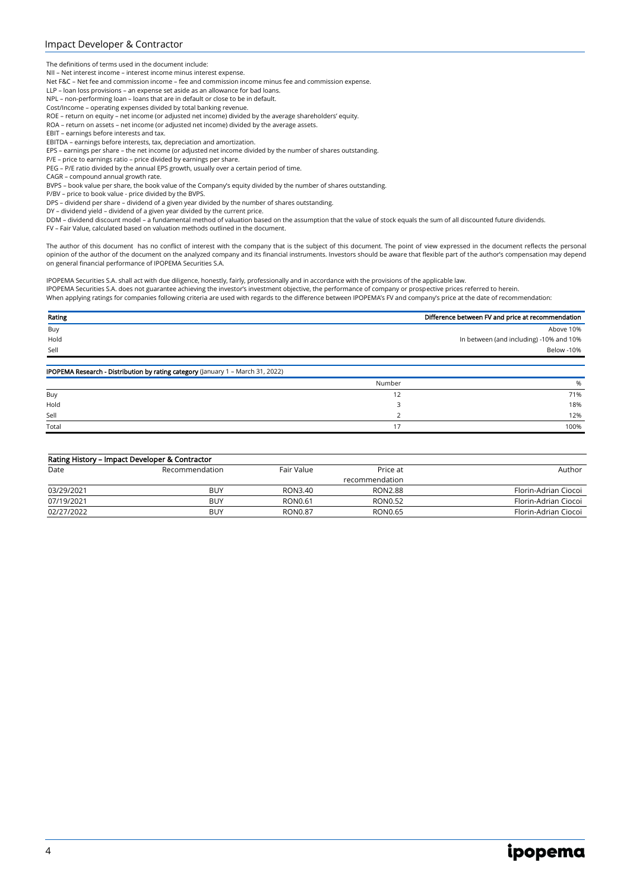The definitions of terms used in the document include:

NII – Net interest income – interest income minus interest expense.

Net F&C – Net fee and commission income – fee and commission income minus fee and commission expense.

LLP – loan loss provisions – an expense set aside as an allowance for bad loans.

NPL – non-performing loan – loans that are in default or close to be in default.

Cost/Income – operating expenses divided by total banking revenue.

ROE – return on equity – net income (or adjusted net income) divided by the average shareholders' equity.

ROA – return on assets – net income (or adjusted net income) divided by the average assets.

EBIT – earnings before interests and tax.

EBITDA – earnings before interests, tax, depreciation and amortization.

EPS – earnings per share – the net income (or adjusted net income divided by the number of shares outstanding.

P/E – price to earnings ratio – price divided by earnings per share.

PEG – P/E ratio divided by the annual EPS growth, usually over a certain period of time.

CAGR – compound annual growth rate.

BVPS – book value per share, the book value of the Company's equity divided by the number of shares outstanding.

P/BV – price to book value - price divided by the BVPS.

DPS – dividend per share – dividend of a given year divided by the number of shares outstanding.

DY – dividend yield – dividend of a given year divided by the current price.

DDM – dividend discount model – a fundamental method of valuation based on the assumption that the value of stock equals the sum of all discounted future dividends.

FV – Fair Value, calculated based on valuation methods outlined in the document.

The author of this document has no conflict of interest with the company that is the subject of this document. The point of view expressed in the document reflects the personal opinion of the author of the document on the analyzed company and its financial instruments. Investors should be aware that flexible part of the author's compensation may depend on general financial performance of IPOPEMA Securities S.A.

IPOPEMA Securities S.A. shall act with due diligence, honestly, fairly, professionally and in accordance with the provisions of the applicable law.

IPOPEMA Securities S.A. does not guarantee achieving the investor's investment objective, the performance of company or prospective prices referred to herein.

When applying ratings for companies following criteria are used with regards to the difference between IPOPEMA's FV and company's price at the date of recommendation:

| Rating | Difference between FV and price at recommendation |
|---|---|
| Buy | Above 10% |
| Hold | In between (and including) -10% and 10% |
| Sell | Below -10% |

**IPOPEMA Research - Distribution by rating category** (January 1 – March 31, 2022)

| | Number | % |
|---|---|---|
| Buy | 12 | 71% |
| Hold | 3 | 18% |
| Sell | 2 | 12% |
| Total | 17 | 100% |

**Rating History – Impact Developer & Contractor**

| Date | Recommendation | Fair Value | Price at recommendation | Author |
|---|---|---|---|---|
| 03/29/2021 | BUY | RON3.40 | RON2.88 | Florin-Adrian Ciocoi |
| 07/19/2021 | BUY | RON0.61 | RON0.52 | Florin-Adrian Ciocoi |
| 02/27/2022 | BUY | RON0.87 | RON0.65 | Florin-Adrian Ciocoi |